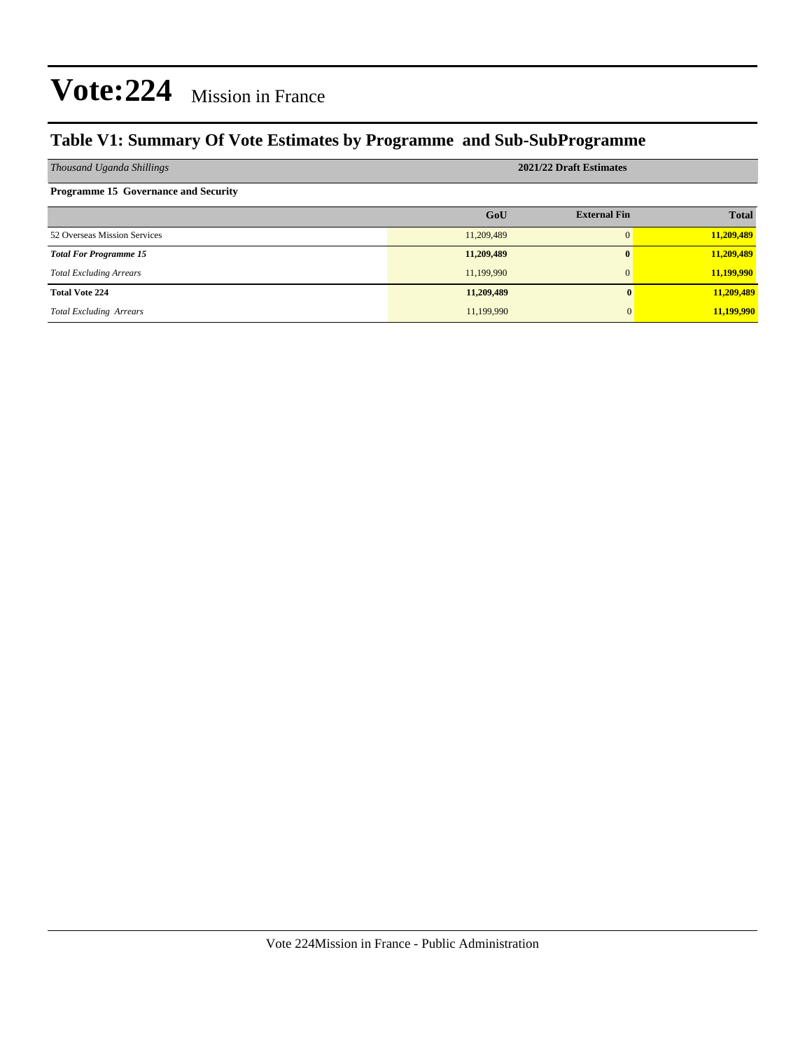# Vote:224 Mission in France

## Table V1: Summary Of Vote Estimates by Programme and Sub-SubProgramme

| *Thousand Uganda Shillings* | 2021/22 Draft Estimates | | |
|---|---|---|---|
| **Programme 15 Governance and Security** | | | |
| | **GoU** | **External Fin** | **Total** |
| 52 Overseas Mission Services | 11,209,489 | 0 | **11,209,489** |
| ***Total For Programme 15*** | **11,209,489** | **0** | **11,209,489** |
| *Total Excluding Arrears* | 11,199,990 | 0 | **11,199,990** |
| **Total Vote 224** | **11,209,489** | **0** | **11,209,489** |
| *Total Excluding Arrears* | 11,199,990 | 0 | **11,199,990** |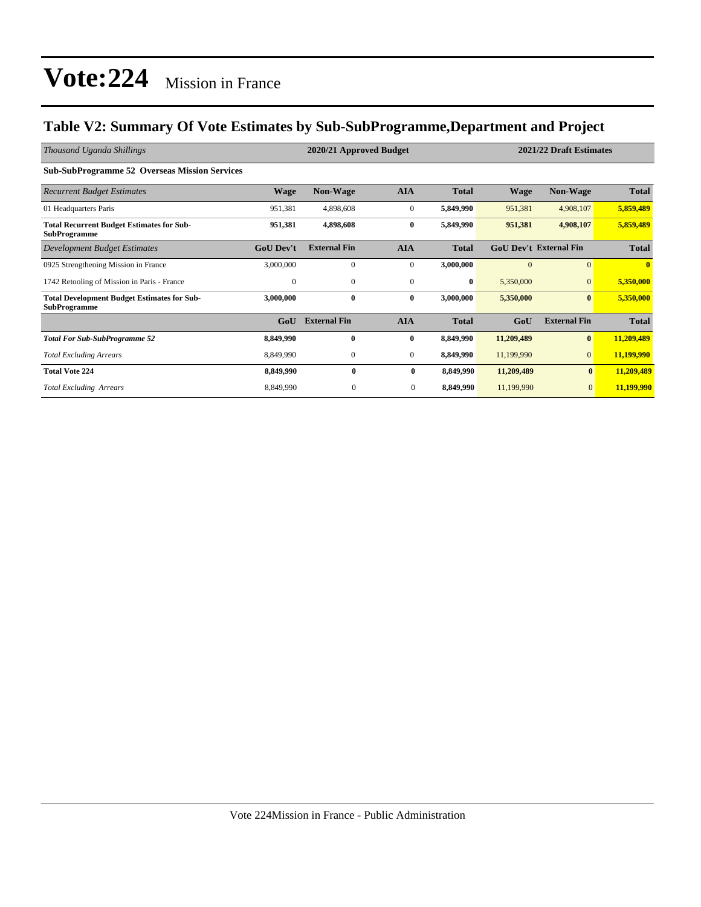# Vote:224 Mission in France

## Table V2: Summary Of Vote Estimates by Sub-SubProgramme,Department and Project

| *Thousand Uganda Shillings* | 2020/21 Approved Budget | | | | 2021/22 Draft Estimates | | |
|---|---|---|---|---|---|---|---|
| **Sub-SubProgramme 52 Overseas Mission Services** | | | | | | | |
| *Recurrent Budget Estimates* | **Wage** | **Non-Wage** | **AIA** | **Total** | **Wage** | **Non-Wage** | **Total** |
| 01 Headquarters Paris | 951,381 | 4,898,608 | 0 | **5,849,990** | 951,381 | 4,908,107 | **5,859,489** |
| **Total Recurrent Budget Estimates for Sub-SubProgramme** | **951,381** | **4,898,608** | **0** | **5,849,990** | **951,381** | **4,908,107** | **5,859,489** |
| *Development Budget Estimates* | **GoU Dev't** | **External Fin** | **AIA** | **Total** | **GoU Dev't** | **External Fin** | **Total** |
| 0925 Strengthening Mission in France | 3,000,000 | 0 | 0 | **3,000,000** | 0 | 0 | **0** |
| 1742 Retooling of Mission in Paris - France | 0 | 0 | 0 | **0** | 5,350,000 | 0 | **5,350,000** |
| **Total Development Budget Estimates for Sub-SubProgramme** | **3,000,000** | **0** | **0** | **3,000,000** | **5,350,000** | **0** | **5,350,000** |
| | **GoU** | **External Fin** | **AIA** | **Total** | **GoU** | **External Fin** | **Total** |
| ***Total For Sub-SubProgramme 52*** | **8,849,990** | **0** | **0** | **8,849,990** | **11,209,489** | **0** | **11,209,489** |
| *Total Excluding Arrears* | 8,849,990 | 0 | 0 | **8,849,990** | 11,199,990 | 0 | **11,199,990** |
| **Total Vote 224** | **8,849,990** | **0** | **0** | **8,849,990** | **11,209,489** | **0** | **11,209,489** |
| *Total Excluding Arrears* | 8,849,990 | 0 | 0 | **8,849,990** | 11,199,990 | 0 | **11,199,990** |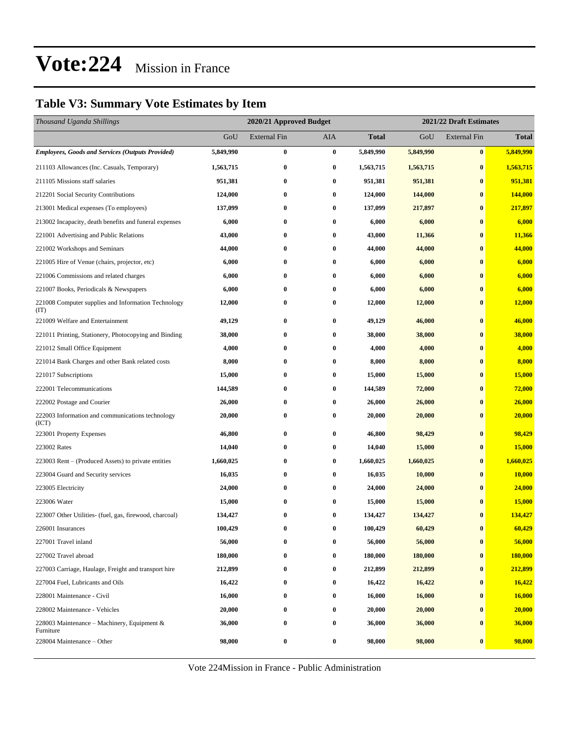# Vote:224 Mission in France

## Table V3: Summary Vote Estimates by Item

| *Thousand Uganda Shillings* | 2020/21 Approved Budget | | | | 2021/22 Draft Estimates | | |
|---|---|---|---|---|---|---|---|
| | GoU | External Fin | AIA | **Total** | GoU | External Fin | **Total** |
| ***Employees, Goods and Services (Outputs Provided)*** | **5,849,990** | **0** | **0** | **5,849,990** | **5,849,990** | **0** | **5,849,990** |
| 211103 Allowances (Inc. Casuals, Temporary) | **1,563,715** | **0** | **0** | **1,563,715** | **1,563,715** | **0** | **1,563,715** |
| 211105 Missions staff salaries | **951,381** | **0** | **0** | **951,381** | **951,381** | **0** | **951,381** |
| 212201 Social Security Contributions | **124,000** | **0** | **0** | **124,000** | **144,000** | **0** | **144,000** |
| 213001 Medical expenses (To employees) | **137,099** | **0** | **0** | **137,099** | **217,897** | **0** | **217,897** |
| 213002 Incapacity, death benefits and funeral expenses | **6,000** | **0** | **0** | **6,000** | **6,000** | **0** | **6,000** |
| 221001 Advertising and Public Relations | **43,000** | **0** | **0** | **43,000** | **11,366** | **0** | **11,366** |
| 221002 Workshops and Seminars | **44,000** | **0** | **0** | **44,000** | **44,000** | **0** | **44,000** |
| 221005 Hire of Venue (chairs, projector, etc) | **6,000** | **0** | **0** | **6,000** | **6,000** | **0** | **6,000** |
| 221006 Commissions and related charges | **6,000** | **0** | **0** | **6,000** | **6,000** | **0** | **6,000** |
| 221007 Books, Periodicals & Newspapers | **6,000** | **0** | **0** | **6,000** | **6,000** | **0** | **6,000** |
| 221008 Computer supplies and Information Technology (IT) | **12,000** | **0** | **0** | **12,000** | **12,000** | **0** | **12,000** |
| 221009 Welfare and Entertainment | **49,129** | **0** | **0** | **49,129** | **46,000** | **0** | **46,000** |
| 221011 Printing, Stationery, Photocopying and Binding | **38,000** | **0** | **0** | **38,000** | **38,000** | **0** | **38,000** |
| 221012 Small Office Equipment | **4,000** | **0** | **0** | **4,000** | **4,000** | **0** | **4,000** |
| 221014 Bank Charges and other Bank related costs | **8,000** | **0** | **0** | **8,000** | **8,000** | **0** | **8,000** |
| 221017 Subscriptions | **15,000** | **0** | **0** | **15,000** | **15,000** | **0** | **15,000** |
| 222001 Telecommunications | **144,589** | **0** | **0** | **144,589** | **72,000** | **0** | **72,000** |
| 222002 Postage and Courier | **26,000** | **0** | **0** | **26,000** | **26,000** | **0** | **26,000** |
| 222003 Information and communications technology (ICT) | **20,000** | **0** | **0** | **20,000** | **20,000** | **0** | **20,000** |
| 223001 Property Expenses | **46,800** | **0** | **0** | **46,800** | **98,429** | **0** | **98,429** |
| 223002 Rates | **14,040** | **0** | **0** | **14,040** | **15,000** | **0** | **15,000** |
| 223003 Rent – (Produced Assets) to private entities | **1,660,025** | **0** | **0** | **1,660,025** | **1,660,025** | **0** | **1,660,025** |
| 223004 Guard and Security services | **16,035** | **0** | **0** | **16,035** | **10,000** | **0** | **10,000** |
| 223005 Electricity | **24,000** | **0** | **0** | **24,000** | **24,000** | **0** | **24,000** |
| 223006 Water | **15,000** | **0** | **0** | **15,000** | **15,000** | **0** | **15,000** |
| 223007 Other Utilities- (fuel, gas, firewood, charcoal) | **134,427** | **0** | **0** | **134,427** | **134,427** | **0** | **134,427** |
| 226001 Insurances | **100,429** | **0** | **0** | **100,429** | **60,429** | **0** | **60,429** |
| 227001 Travel inland | **56,000** | **0** | **0** | **56,000** | **56,000** | **0** | **56,000** |
| 227002 Travel abroad | **180,000** | **0** | **0** | **180,000** | **180,000** | **0** | **180,000** |
| 227003 Carriage, Haulage, Freight and transport hire | **212,899** | **0** | **0** | **212,899** | **212,899** | **0** | **212,899** |
| 227004 Fuel, Lubricants and Oils | **16,422** | **0** | **0** | **16,422** | **16,422** | **0** | **16,422** |
| 228001 Maintenance - Civil | **16,000** | **0** | **0** | **16,000** | **16,000** | **0** | **16,000** |
| 228002 Maintenance - Vehicles | **20,000** | **0** | **0** | **20,000** | **20,000** | **0** | **20,000** |
| 228003 Maintenance – Machinery, Equipment & Furniture | **36,000** | **0** | **0** | **36,000** | **36,000** | **0** | **36,000** |
| 228004 Maintenance – Other | **98,000** | **0** | **0** | **98,000** | **98,000** | **0** | **98,000** |

Vote 224Mission in France - Public Administration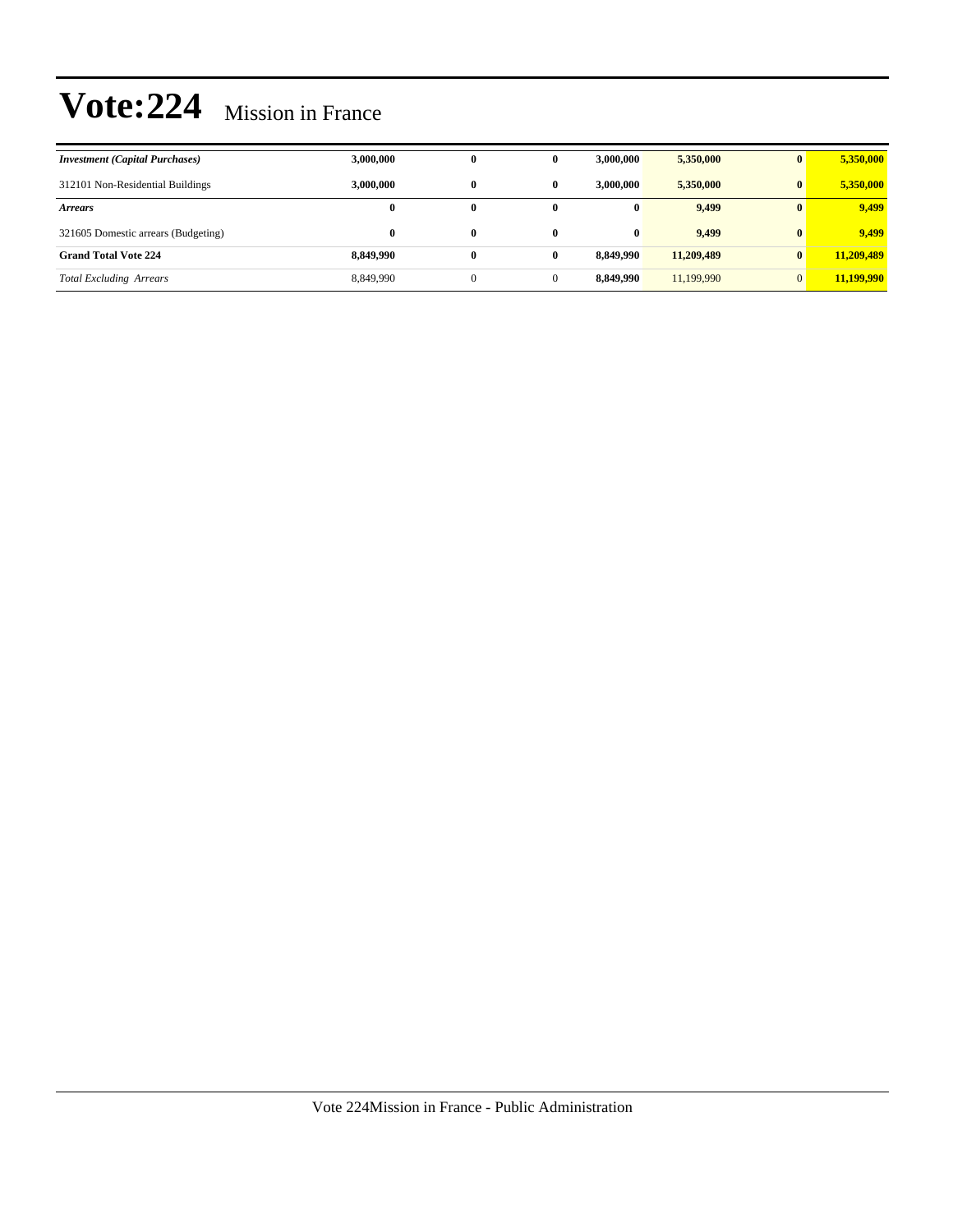# Vote:224 Mission in France

| | | | | | | | |
|---|---|---|---|---|---|---|---|
| ***Investment (Capital Purchases)*** | **3,000,000** | **0** | **0** | **3,000,000** | **5,350,000** | **0** | **5,350,000** |
| 312101 Non-Residential Buildings | **3,000,000** | **0** | **0** | **3,000,000** | **5,350,000** | **0** | **5,350,000** |
| ***Arrears*** | **0** | **0** | **0** | **0** | **9,499** | **0** | **9,499** |
| 321605 Domestic arrears (Budgeting) | **0** | **0** | **0** | **0** | **9,499** | **0** | **9,499** |
| **Grand Total Vote 224** | **8,849,990** | **0** | **0** | **8,849,990** | **11,209,489** | **0** | **11,209,489** |
| *Total Excluding Arrears* | 8,849,990 | 0 | 0 | **8,849,990** | 11,199,990 | 0 | **11,199,990** |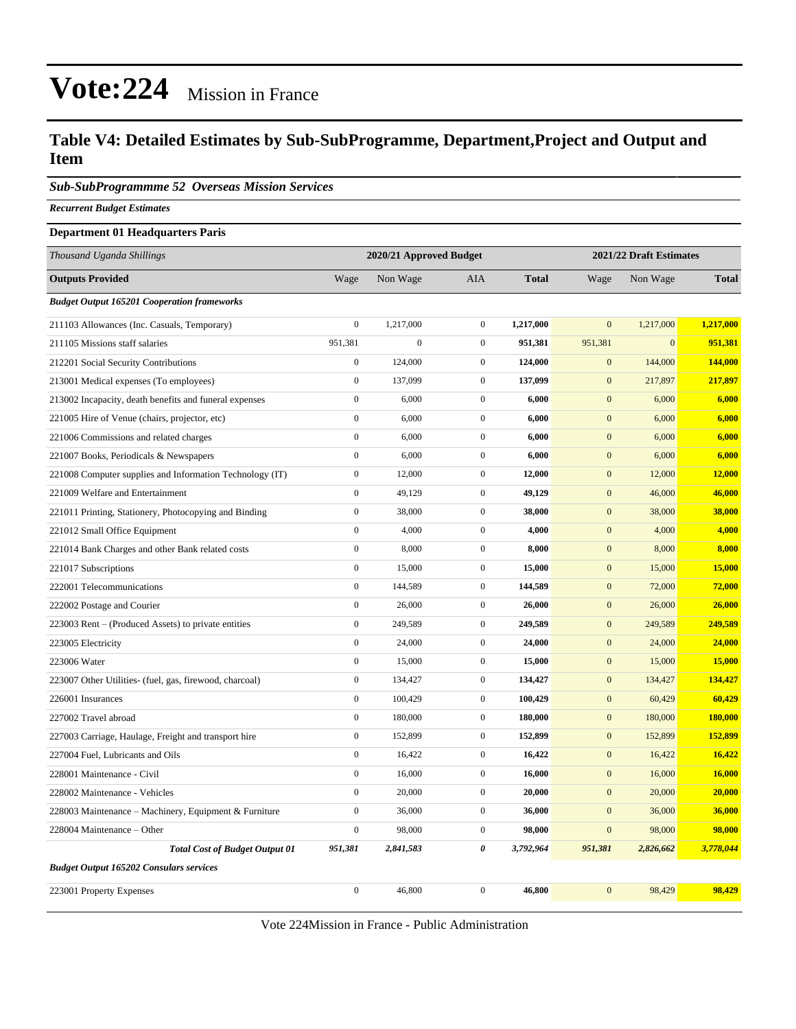# Vote:224 Mission in France

## Table V4: Detailed Estimates by Sub-SubProgramme, Department,Project and Output and Item

### *Sub-SubProgrammme 52 Overseas Mission Services*

***Recurrent Budget Estimates***

**Department 01 Headquarters Paris**

| *Thousand Uganda Shillings* | 2020/21 Approved Budget | | | | 2021/22 Draft Estimates | | |
|---|---|---|---|---|---|---|---|
| **Outputs Provided** | Wage | Non Wage | AIA | **Total** | Wage | Non Wage | **Total** |
| ***Budget Output 165201 Cooperation frameworks*** | | | | | | | |
| 211103 Allowances (Inc. Casuals, Temporary) | 0 | 1,217,000 | 0 | **1,217,000** | 0 | 1,217,000 | **1,217,000** |
| 211105 Missions staff salaries | 951,381 | 0 | 0 | **951,381** | 951,381 | 0 | **951,381** |
| 212201 Social Security Contributions | 0 | 124,000 | 0 | **124,000** | 0 | 144,000 | **144,000** |
| 213001 Medical expenses (To employees) | 0 | 137,099 | 0 | **137,099** | 0 | 217,897 | **217,897** |
| 213002 Incapacity, death benefits and funeral expenses | 0 | 6,000 | 0 | **6,000** | 0 | 6,000 | **6,000** |
| 221005 Hire of Venue (chairs, projector, etc) | 0 | 6,000 | 0 | **6,000** | 0 | 6,000 | **6,000** |
| 221006 Commissions and related charges | 0 | 6,000 | 0 | **6,000** | 0 | 6,000 | **6,000** |
| 221007 Books, Periodicals & Newspapers | 0 | 6,000 | 0 | **6,000** | 0 | 6,000 | **6,000** |
| 221008 Computer supplies and Information Technology (IT) | 0 | 12,000 | 0 | **12,000** | 0 | 12,000 | **12,000** |
| 221009 Welfare and Entertainment | 0 | 49,129 | 0 | **49,129** | 0 | 46,000 | **46,000** |
| 221011 Printing, Stationery, Photocopying and Binding | 0 | 38,000 | 0 | **38,000** | 0 | 38,000 | **38,000** |
| 221012 Small Office Equipment | 0 | 4,000 | 0 | **4,000** | 0 | 4,000 | **4,000** |
| 221014 Bank Charges and other Bank related costs | 0 | 8,000 | 0 | **8,000** | 0 | 8,000 | **8,000** |
| 221017 Subscriptions | 0 | 15,000 | 0 | **15,000** | 0 | 15,000 | **15,000** |
| 222001 Telecommunications | 0 | 144,589 | 0 | **144,589** | 0 | 72,000 | **72,000** |
| 222002 Postage and Courier | 0 | 26,000 | 0 | **26,000** | 0 | 26,000 | **26,000** |
| 223003 Rent – (Produced Assets) to private entities | 0 | 249,589 | 0 | **249,589** | 0 | 249,589 | **249,589** |
| 223005 Electricity | 0 | 24,000 | 0 | **24,000** | 0 | 24,000 | **24,000** |
| 223006 Water | 0 | 15,000 | 0 | **15,000** | 0 | 15,000 | **15,000** |
| 223007 Other Utilities- (fuel, gas, firewood, charcoal) | 0 | 134,427 | 0 | **134,427** | 0 | 134,427 | **134,427** |
| 226001 Insurances | 0 | 100,429 | 0 | **100,429** | 0 | 60,429 | **60,429** |
| 227002 Travel abroad | 0 | 180,000 | 0 | **180,000** | 0 | 180,000 | **180,000** |
| 227003 Carriage, Haulage, Freight and transport hire | 0 | 152,899 | 0 | **152,899** | 0 | 152,899 | **152,899** |
| 227004 Fuel, Lubricants and Oils | 0 | 16,422 | 0 | **16,422** | 0 | 16,422 | **16,422** |
| 228001 Maintenance - Civil | 0 | 16,000 | 0 | **16,000** | 0 | 16,000 | **16,000** |
| 228002 Maintenance - Vehicles | 0 | 20,000 | 0 | **20,000** | 0 | 20,000 | **20,000** |
| 228003 Maintenance – Machinery, Equipment & Furniture | 0 | 36,000 | 0 | **36,000** | 0 | 36,000 | **36,000** |
| 228004 Maintenance – Other | 0 | 98,000 | 0 | **98,000** | 0 | 98,000 | **98,000** |
| ***Total Cost of Budget Output 01*** | ***951,381*** | ***2,841,583*** | ***0*** | ***3,792,964*** | ***951,381*** | ***2,826,662*** | ***3,778,044*** |
| ***Budget Output 165202 Consulars services*** | | | | | | | |
| 223001 Property Expenses | 0 | 46,800 | 0 | **46,800** | 0 | 98,429 | **98,429** |

Vote 224Mission in France - Public Administration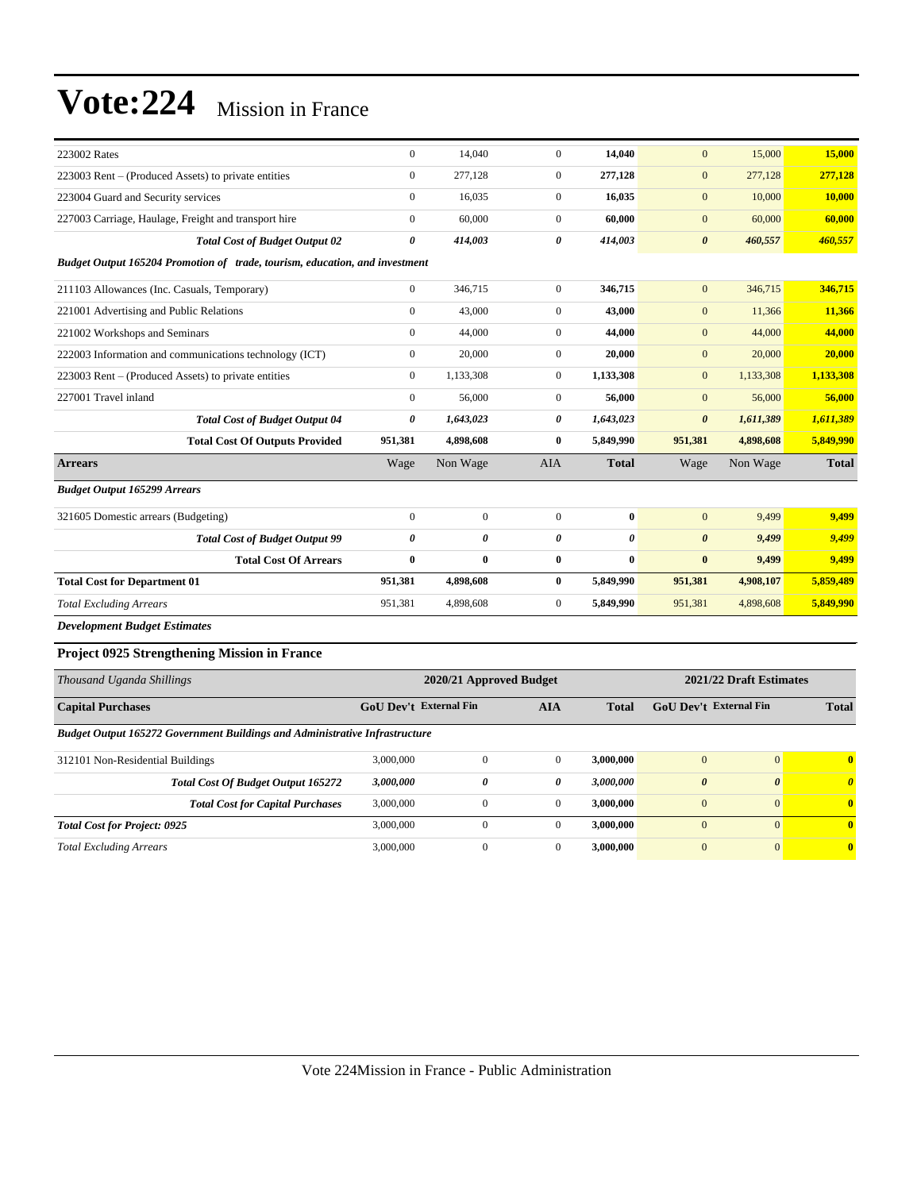# Vote:224 Mission in France

| | | | | | | | |
|---|---|---|---|---|---|---|---|
| 223002 Rates | 0 | 14,040 | 0 | **14,040** | 0 | 15,000 | **15,000** |
| 223003 Rent – (Produced Assets) to private entities | 0 | 277,128 | 0 | **277,128** | 0 | 277,128 | **277,128** |
| 223004 Guard and Security services | 0 | 16,035 | 0 | **16,035** | 0 | 10,000 | **10,000** |
| 227003 Carriage, Haulage, Freight and transport hire | 0 | 60,000 | 0 | **60,000** | 0 | 60,000 | **60,000** |
| ***Total Cost of Budget Output 02*** | ***0*** | ***414,003*** | ***0*** | ***414,003*** | ***0*** | ***460,557*** | ***460,557*** |
| ***Budget Output 165204 Promotion of trade, tourism, education, and investment*** | | | | | | | |
| 211103 Allowances (Inc. Casuals, Temporary) | 0 | 346,715 | 0 | **346,715** | 0 | 346,715 | **346,715** |
| 221001 Advertising and Public Relations | 0 | 43,000 | 0 | **43,000** | 0 | 11,366 | **11,366** |
| 221002 Workshops and Seminars | 0 | 44,000 | 0 | **44,000** | 0 | 44,000 | **44,000** |
| 222003 Information and communications technology (ICT) | 0 | 20,000 | 0 | **20,000** | 0 | 20,000 | **20,000** |
| 223003 Rent – (Produced Assets) to private entities | 0 | 1,133,308 | 0 | **1,133,308** | 0 | 1,133,308 | **1,133,308** |
| 227001 Travel inland | 0 | 56,000 | 0 | **56,000** | 0 | 56,000 | **56,000** |
| ***Total Cost of Budget Output 04*** | ***0*** | ***1,643,023*** | ***0*** | ***1,643,023*** | ***0*** | ***1,611,389*** | ***1,611,389*** |
| **Total Cost Of Outputs Provided** | **951,381** | **4,898,608** | **0** | **5,849,990** | **951,381** | **4,898,608** | **5,849,990** |
| **Arrears** | Wage | Non Wage | AIA | **Total** | Wage | Non Wage | **Total** |
| ***Budget Output 165299 Arrears*** | | | | | | | |
| 321605 Domestic arrears (Budgeting) | 0 | 0 | 0 | **0** | 0 | 9,499 | **9,499** |
| ***Total Cost of Budget Output 99*** | ***0*** | ***0*** | ***0*** | ***0*** | ***0*** | ***9,499*** | ***9,499*** |
| **Total Cost Of Arrears** | **0** | **0** | **0** | **0** | **0** | **9,499** | **9,499** |
| **Total Cost for Department 01** | **951,381** | **4,898,608** | **0** | **5,849,990** | **951,381** | **4,908,107** | **5,859,489** |
| *Total Excluding Arrears* | 951,381 | 4,898,608 | 0 | **5,849,990** | 951,381 | 4,898,608 | **5,849,990** |

***Development Budget Estimates***

**Project 0925 Strengthening Mission in France**

| *Thousand Uganda Shillings* | 2020/21 Approved Budget | | | | 2021/22 Draft Estimates | | |
|---|---|---|---|---|---|---|---|
| **Capital Purchases** | **GoU Dev't** | **External Fin** | **AIA** | **Total** | **GoU Dev't** | **External Fin** | **Total** |
| ***Budget Output 165272 Government Buildings and Administrative Infrastructure*** | | | | | | | |
| 312101 Non-Residential Buildings | 3,000,000 | 0 | 0 | **3,000,000** | 0 | 0 | **0** |
| ***Total Cost Of Budget Output 165272*** | ***3,000,000*** | ***0*** | ***0*** | ***3,000,000*** | ***0*** | ***0*** | ***0*** |
| **Total Cost for Capital Purchases** | 3,000,000 | 0 | 0 | **3,000,000** | 0 | 0 | **0** |
| ***Total Cost for Project: 0925*** | 3,000,000 | 0 | 0 | **3,000,000** | 0 | 0 | **0** |
| *Total Excluding Arrears* | 3,000,000 | 0 | 0 | **3,000,000** | 0 | 0 | **0** |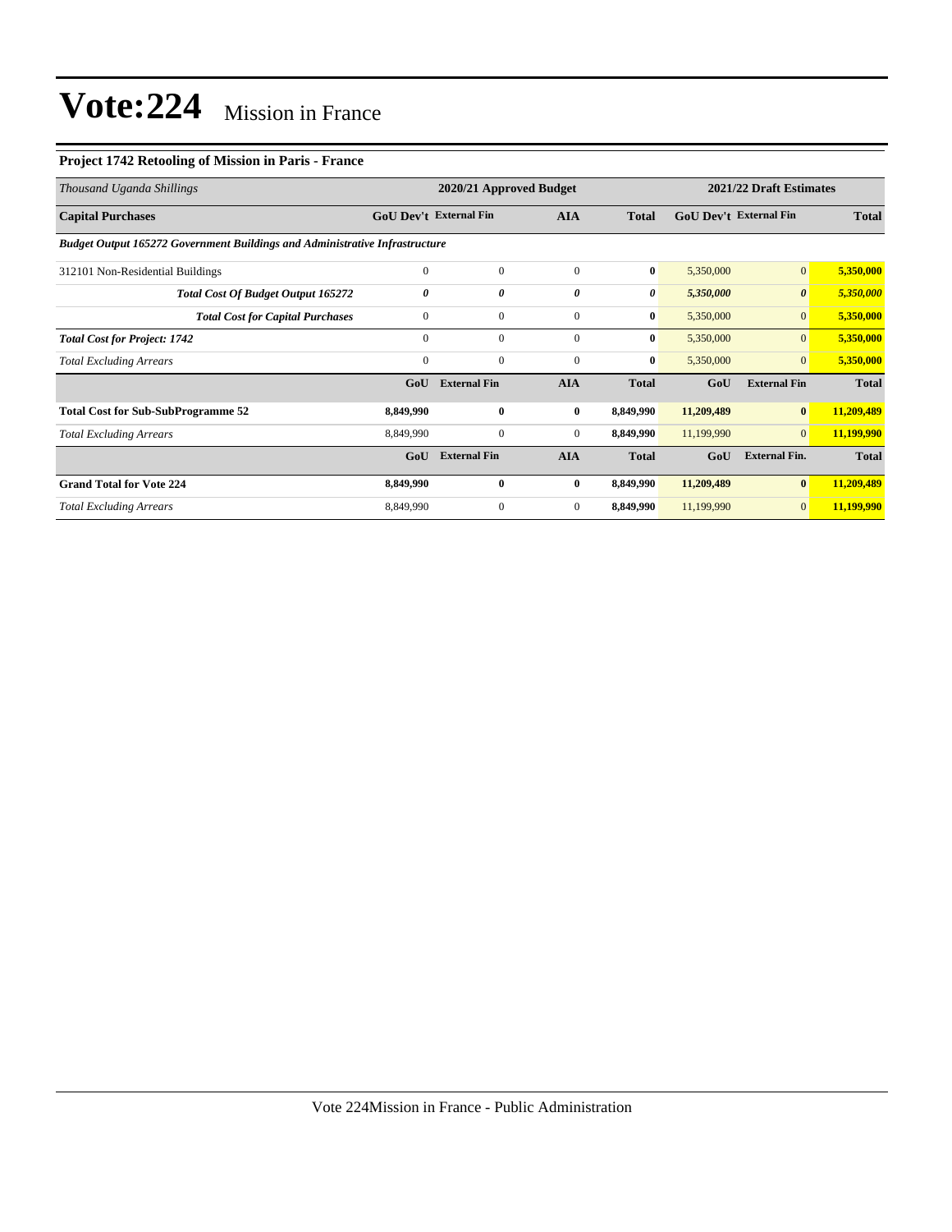# Vote:224 Mission in France

**Project 1742 Retooling of Mission in Paris - France**

| *Thousand Uganda Shillings* | 2020/21 Approved Budget | | | | 2021/22 Draft Estimates | | |
|---|---|---|---|---|---|---|---|
| **Capital Purchases** | **GoU Dev't** | **External Fin** | **AIA** | **Total** | **GoU Dev't** | **External Fin** | **Total** |
| ***Budget Output 165272 Government Buildings and Administrative Infrastructure*** | | | | | | | |
| 312101 Non-Residential Buildings | 0 | 0 | 0 | **0** | 5,350,000 | 0 | **5,350,000** |
| ***Total Cost Of Budget Output 165272*** | ***0*** | ***0*** | ***0*** | ***0*** | ***5,350,000*** | ***0*** | ***5,350,000*** |
| ***Total Cost for Capital Purchases*** | 0 | 0 | 0 | **0** | 5,350,000 | 0 | **5,350,000** |
| ***Total Cost for Project: 1742*** | 0 | 0 | 0 | **0** | 5,350,000 | 0 | **5,350,000** |
| *Total Excluding Arrears* | 0 | 0 | 0 | **0** | 5,350,000 | 0 | **5,350,000** |
| | **GoU** | **External Fin** | **AIA** | **Total** | **GoU** | **External Fin** | **Total** |
| **Total Cost for Sub-SubProgramme 52** | **8,849,990** | **0** | **0** | **8,849,990** | **11,209,489** | **0** | **11,209,489** |
| *Total Excluding Arrears* | 8,849,990 | 0 | 0 | **8,849,990** | 11,199,990 | 0 | **11,199,990** |
| | **GoU** | **External Fin** | **AIA** | **Total** | **GoU** | **External Fin.** | **Total** |
| **Grand Total for Vote 224** | **8,849,990** | **0** | **0** | **8,849,990** | **11,209,489** | **0** | **11,209,489** |
| *Total Excluding Arrears* | 8,849,990 | 0 | 0 | **8,849,990** | 11,199,990 | 0 | **11,199,990** |